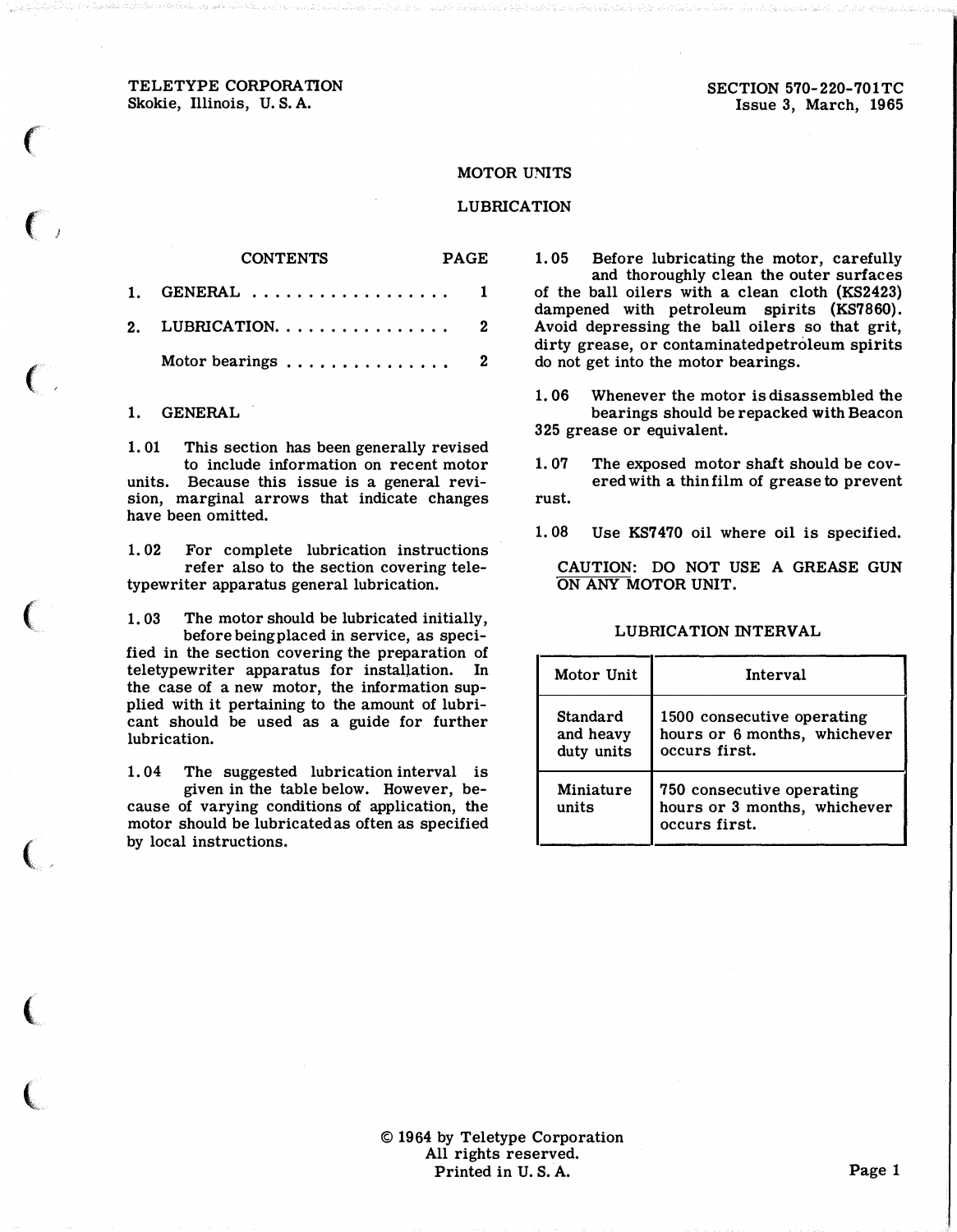TELETYPE CORPORATION
Skokie, Illinois, U. S. A.

SECTION 570-220-701TC
Issue 3, March, 1965

# MOTOR UNITS

# LUBRICATION

| CONTENTS | PAGE |
|---|---|
| 1. GENERAL | 1 |
| 2. LUBRICATION | 2 |
| Motor bearings | 2 |

## 1. GENERAL

1.01 This section has been generally revised to include information on recent motor units. Because this issue is a general revision, marginal arrows that indicate changes have been omitted.

1.02 For complete lubrication instructions refer also to the section covering teletypewriter apparatus general lubrication.

1.03 The motor should be lubricated initially, before being placed in service, as specified in the section covering the preparation of teletypewriter apparatus for installation. In the case of a new motor, the information supplied with it pertaining to the amount of lubricant should be used as a guide for further lubrication.

1.04 The suggested lubrication interval is given in the table below. However, because of varying conditions of application, the motor should be lubricated as often as specified by local instructions.

1.05 Before lubricating the motor, carefully and thoroughly clean the outer surfaces of the ball oilers with a clean cloth (KS2423) dampened with petroleum spirits (KS7860). Avoid depressing the ball oilers so that grit, dirty grease, or contaminated petroleum spirits do not get into the motor bearings.

1.06 Whenever the motor is disassembled the bearings should be repacked with Beacon 325 grease or equivalent.

1.07 The exposed motor shaft should be covered with a thin film of grease to prevent rust.

1.08 Use KS7470 oil where oil is specified.

CAUTION: DO NOT USE A GREASE GUN ON ANY MOTOR UNIT.

LUBRICATION INTERVAL

| Motor Unit | Interval |
|---|---|
| Standard and heavy duty units | 1500 consecutive operating hours or 6 months, whichever occurs first. |
| Miniature units | 750 consecutive operating hours or 3 months, whichever occurs first. |

© 1964 by Teletype Corporation
All rights reserved.
Printed in U. S. A.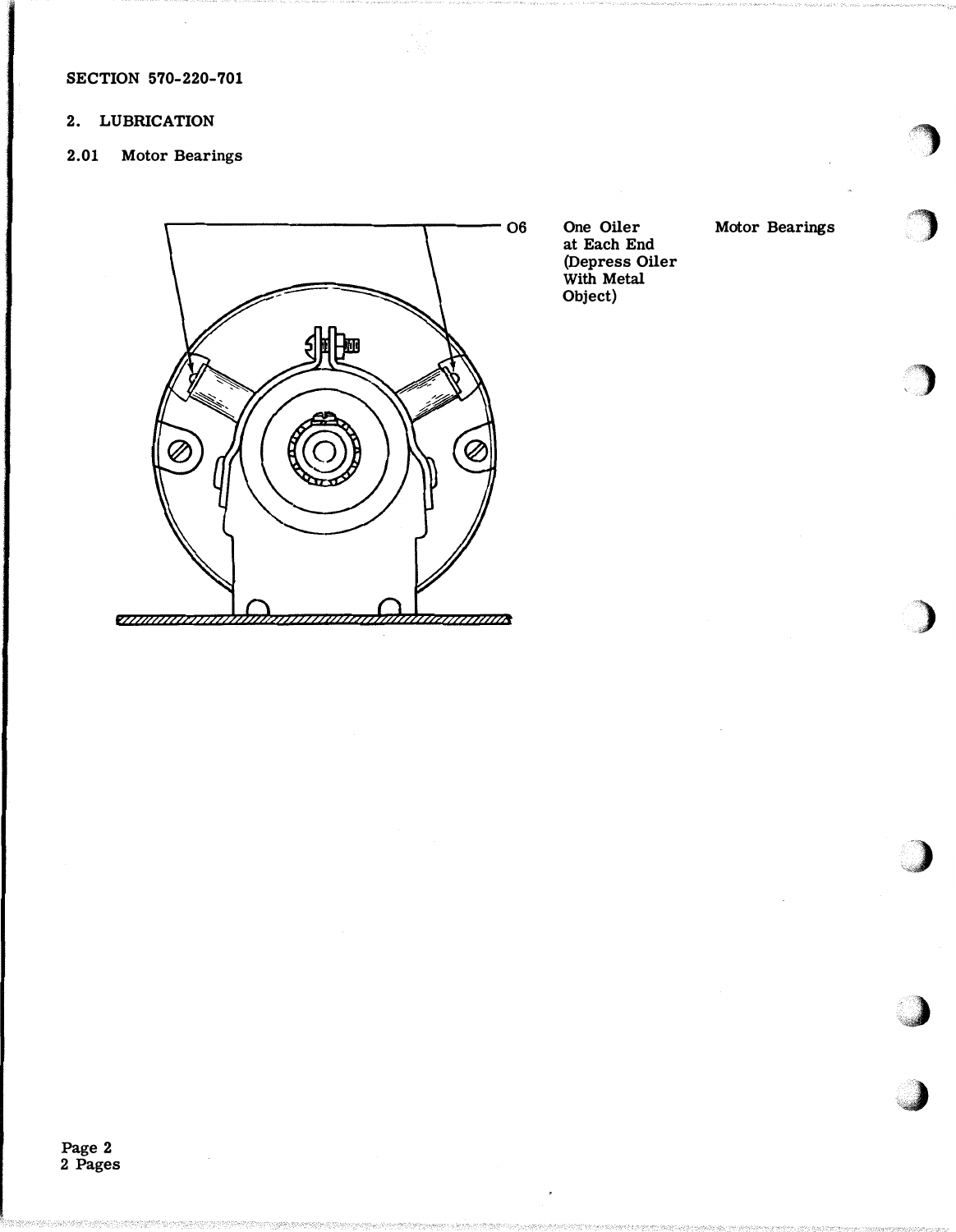## 2. LUBRICATION

### 2.01 Motor Bearings

O6

One Oiler at Each End (Depress Oiler With Metal Object)

Motor Bearings